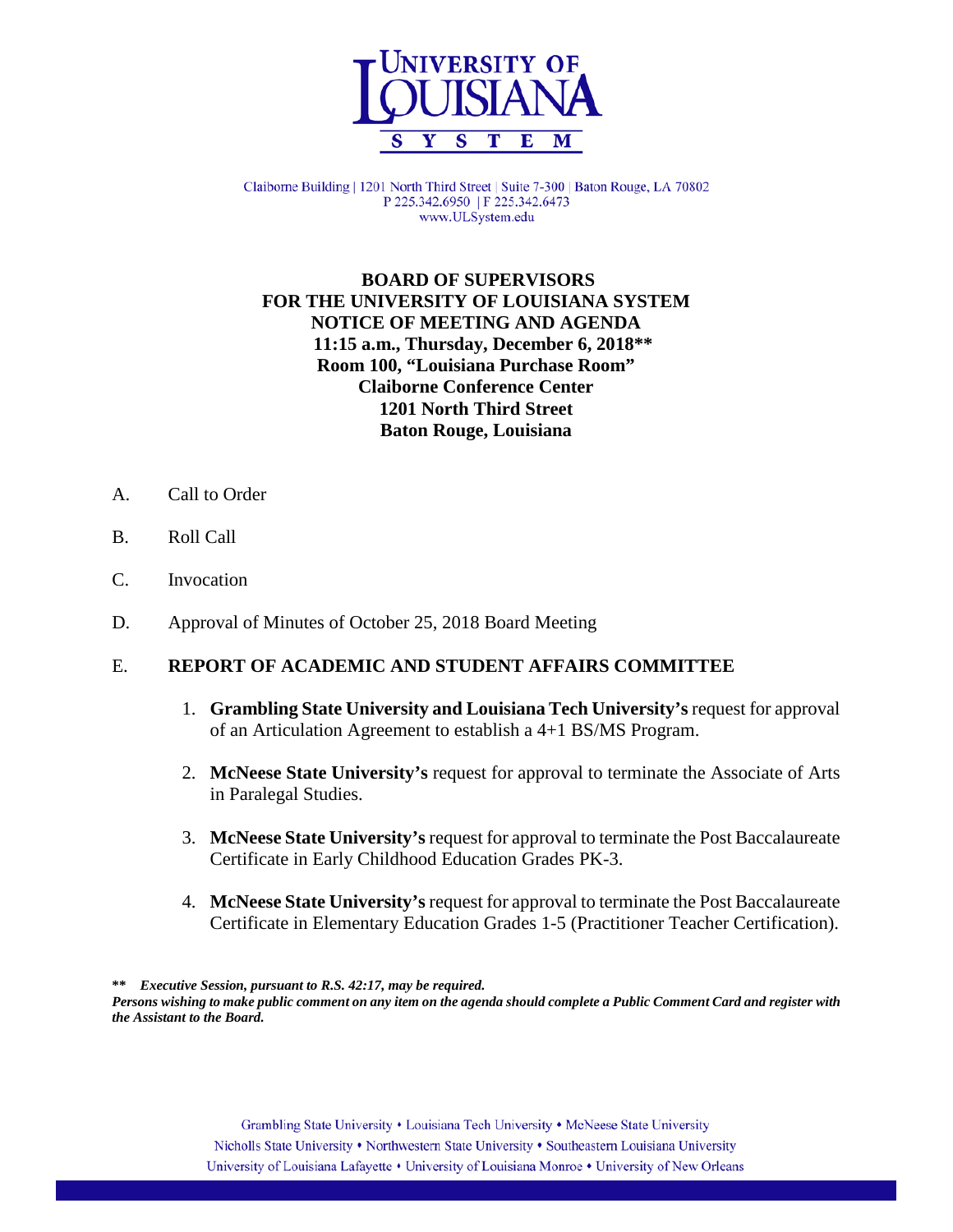UNIVERSITY OF LOUISIANA SYSTEM

Claiborne Building | 1201 North Third Street | Suite 7-300 | Baton Rouge, LA 70802
P 225.342.6950 | F 225.342.6473
www.ULSystem.edu

**BOARD OF SUPERVISORS**
**FOR THE UNIVERSITY OF LOUISIANA SYSTEM**
**NOTICE OF MEETING AND AGENDA**
**11:15 a.m., Thursday, December 6, 2018****
**Room 100, "Louisiana Purchase Room"**
**Claiborne Conference Center**
**1201 North Third Street**
**Baton Rouge, Louisiana**

A. Call to Order

B. Roll Call

C. Invocation

D. Approval of Minutes of October 25, 2018 Board Meeting

E. **REPORT OF ACADEMIC AND STUDENT AFFAIRS COMMITTEE**

1. **Grambling State University and Louisiana Tech University's** request for approval of an Articulation Agreement to establish a 4+1 BS/MS Program.

2. **McNeese State University's** request for approval to terminate the Associate of Arts in Paralegal Studies.

3. **McNeese State University's** request for approval to terminate the Post Baccalaureate Certificate in Early Childhood Education Grades PK-3.

4. **McNeese State University's** request for approval to terminate the Post Baccalaureate Certificate in Elementary Education Grades 1-5 (Practitioner Teacher Certification).

**** ***Executive Session, pursuant to R.S. 42:17, may be required.***
***Persons wishing to make public comment on any item on the agenda should complete a Public Comment Card and register with the Assistant to the Board.***

Grambling State University • Louisiana Tech University • McNeese State University
Nicholls State University • Northwestern State University • Southeastern Louisiana University
University of Louisiana Lafayette • University of Louisiana Monroe • University of New Orleans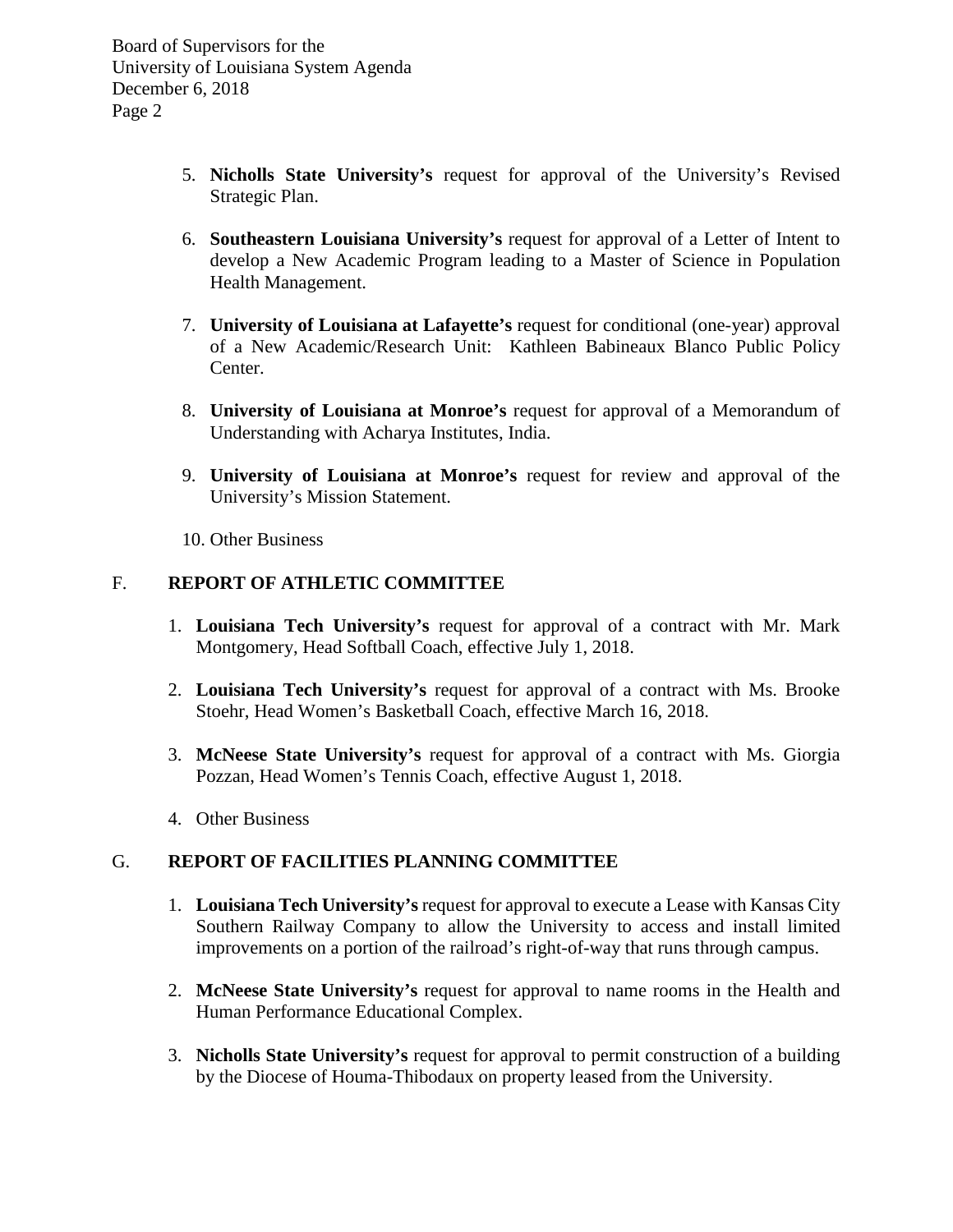5. **Nicholls State University's** request for approval of the University's Revised Strategic Plan.

6. **Southeastern Louisiana University's** request for approval of a Letter of Intent to develop a New Academic Program leading to a Master of Science in Population Health Management.

7. **University of Louisiana at Lafayette's** request for conditional (one-year) approval of a New Academic/Research Unit: Kathleen Babineaux Blanco Public Policy Center.

8. **University of Louisiana at Monroe's** request for approval of a Memorandum of Understanding with Acharya Institutes, India.

9. **University of Louisiana at Monroe's** request for review and approval of the University's Mission Statement.

10. Other Business

## F. REPORT OF ATHLETIC COMMITTEE

1. **Louisiana Tech University's** request for approval of a contract with Mr. Mark Montgomery, Head Softball Coach, effective July 1, 2018.

2. **Louisiana Tech University's** request for approval of a contract with Ms. Brooke Stoehr, Head Women's Basketball Coach, effective March 16, 2018.

3. **McNeese State University's** request for approval of a contract with Ms. Giorgia Pozzan, Head Women's Tennis Coach, effective August 1, 2018.

4. Other Business

## G. REPORT OF FACILITIES PLANNING COMMITTEE

1. **Louisiana Tech University's** request for approval to execute a Lease with Kansas City Southern Railway Company to allow the University to access and install limited improvements on a portion of the railroad's right-of-way that runs through campus.

2. **McNeese State University's** request for approval to name rooms in the Health and Human Performance Educational Complex.

3. **Nicholls State University's** request for approval to permit construction of a building by the Diocese of Houma-Thibodaux on property leased from the University.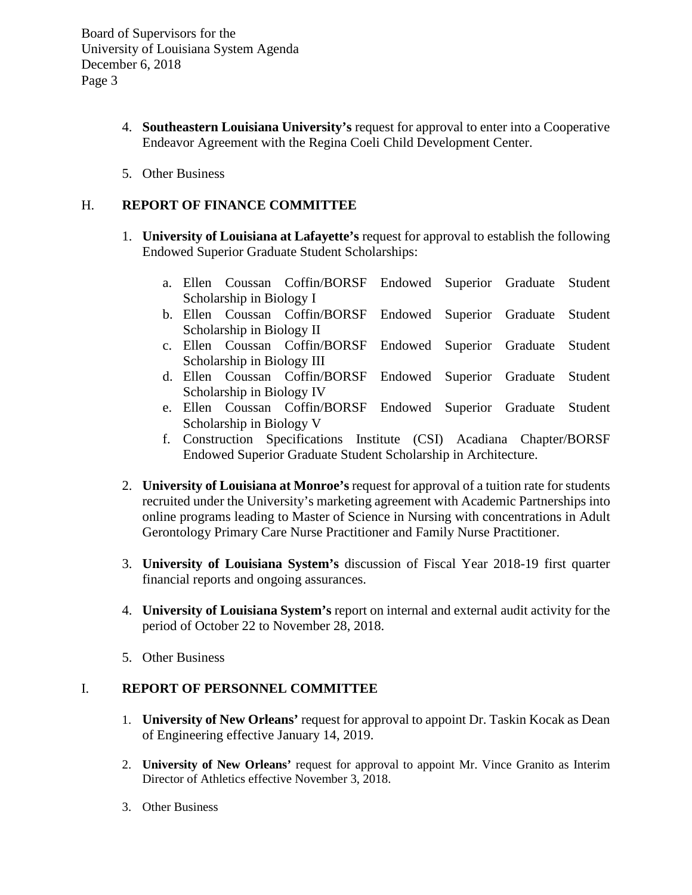4. **Southeastern Louisiana University's** request for approval to enter into a Cooperative Endeavor Agreement with the Regina Coeli Child Development Center.

5. Other Business

## H. REPORT OF FINANCE COMMITTEE

1. **University of Louisiana at Lafayette's** request for approval to establish the following Endowed Superior Graduate Student Scholarships:

   a. Ellen Coussan Coffin/BORSF Endowed Superior Graduate Student Scholarship in Biology I
   b. Ellen Coussan Coffin/BORSF Endowed Superior Graduate Student Scholarship in Biology II
   c. Ellen Coussan Coffin/BORSF Endowed Superior Graduate Student Scholarship in Biology III
   d. Ellen Coussan Coffin/BORSF Endowed Superior Graduate Student Scholarship in Biology IV
   e. Ellen Coussan Coffin/BORSF Endowed Superior Graduate Student Scholarship in Biology V
   f. Construction Specifications Institute (CSI) Acadiana Chapter/BORSF Endowed Superior Graduate Student Scholarship in Architecture.

2. **University of Louisiana at Monroe's** request for approval of a tuition rate for students recruited under the University's marketing agreement with Academic Partnerships into online programs leading to Master of Science in Nursing with concentrations in Adult Gerontology Primary Care Nurse Practitioner and Family Nurse Practitioner.

3. **University of Louisiana System's** discussion of Fiscal Year 2018-19 first quarter financial reports and ongoing assurances.

4. **University of Louisiana System's** report on internal and external audit activity for the period of October 22 to November 28, 2018.

5. Other Business

## I. REPORT OF PERSONNEL COMMITTEE

1. **University of New Orleans'** request for approval to appoint Dr. Taskin Kocak as Dean of Engineering effective January 14, 2019.

2. **University of New Orleans'** request for approval to appoint Mr. Vince Granito as Interim Director of Athletics effective November 3, 2018.

3. Other Business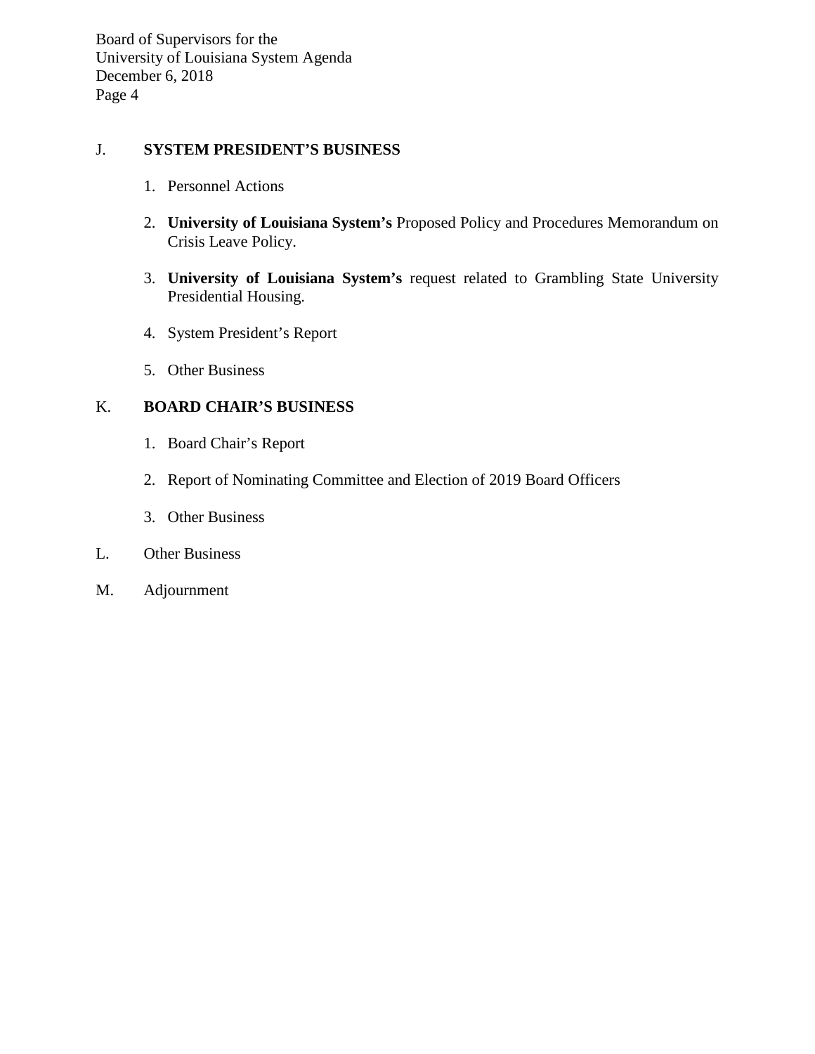J. **SYSTEM PRESIDENT'S BUSINESS**

1. Personnel Actions

2. **University of Louisiana System's** Proposed Policy and Procedures Memorandum on Crisis Leave Policy.

3. **University of Louisiana System's** request related to Grambling State University Presidential Housing.

4. System President's Report

5. Other Business

K. **BOARD CHAIR'S BUSINESS**

1. Board Chair's Report

2. Report of Nominating Committee and Election of 2019 Board Officers

3. Other Business

L. Other Business

M. Adjournment